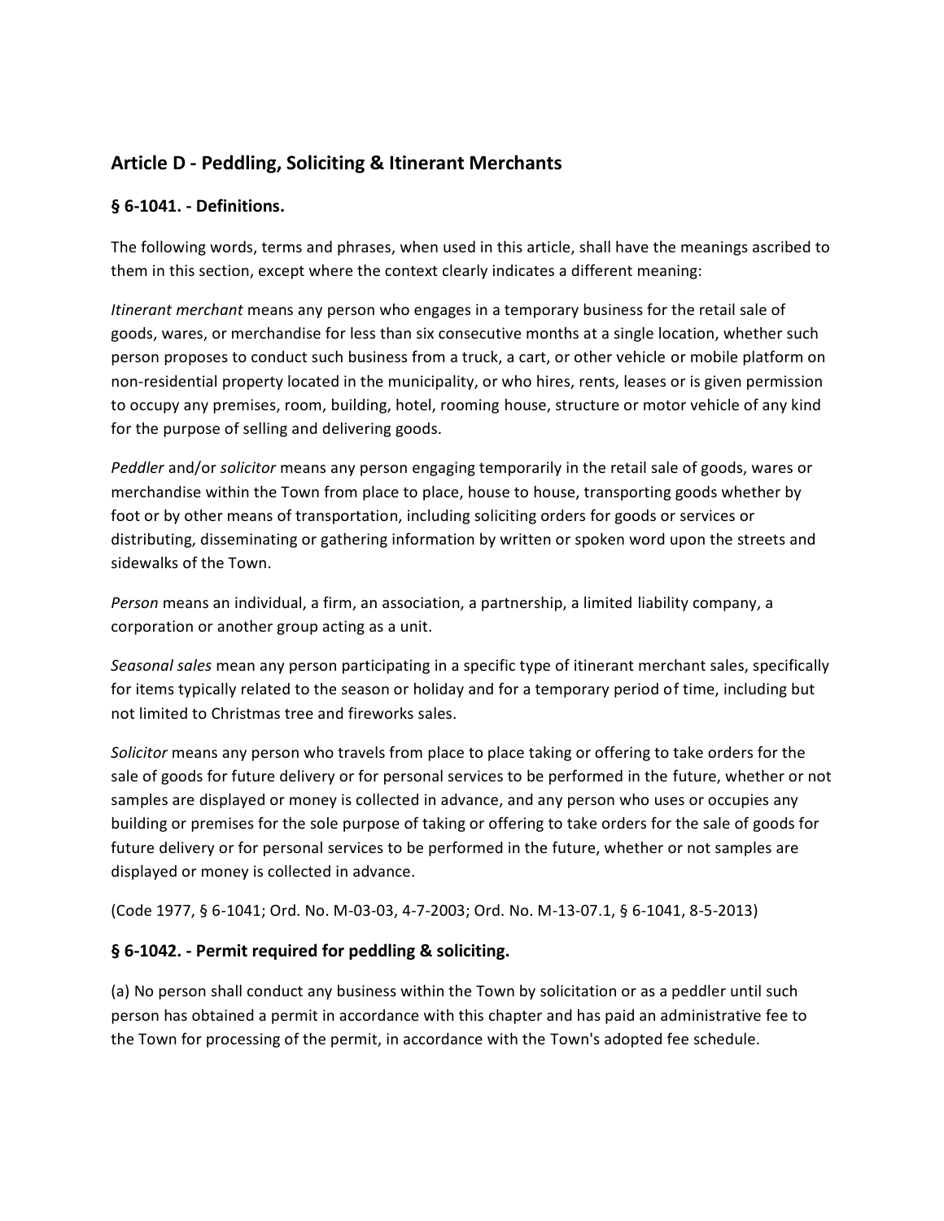## Article D - Peddling, Soliciting & Itinerant Merchants

### § 6-1041. - Definitions.

The following words, terms and phrases, when used in this article, shall have the meanings ascribed to them in this section, except where the context clearly indicates a different meaning:

*Itinerant merchant* means any person who engages in a temporary business for the retail sale of goods, wares, or merchandise for less than six consecutive months at a single location, whether such person proposes to conduct such business from a truck, a cart, or other vehicle or mobile platform on non-residential property located in the municipality, or who hires, rents, leases or is given permission to occupy any premises, room, building, hotel, rooming house, structure or motor vehicle of any kind for the purpose of selling and delivering goods.

*Peddler* and/or *solicitor* means any person engaging temporarily in the retail sale of goods, wares or merchandise within the Town from place to place, house to house, transporting goods whether by foot or by other means of transportation, including soliciting orders for goods or services or distributing, disseminating or gathering information by written or spoken word upon the streets and sidewalks of the Town.

*Person* means an individual, a firm, an association, a partnership, a limited liability company, a corporation or another group acting as a unit.

*Seasonal sales* mean any person participating in a specific type of itinerant merchant sales, specifically for items typically related to the season or holiday and for a temporary period of time, including but not limited to Christmas tree and fireworks sales.

*Solicitor* means any person who travels from place to place taking or offering to take orders for the sale of goods for future delivery or for personal services to be performed in the future, whether or not samples are displayed or money is collected in advance, and any person who uses or occupies any building or premises for the sole purpose of taking or offering to take orders for the sale of goods for future delivery or for personal services to be performed in the future, whether or not samples are displayed or money is collected in advance.

(Code 1977, § 6-1041; Ord. No. M-03-03, 4-7-2003; Ord. No. M-13-07.1, § 6-1041, 8-5-2013)

### § 6-1042. - Permit required for peddling & soliciting.

(a) No person shall conduct any business within the Town by solicitation or as a peddler until such person has obtained a permit in accordance with this chapter and has paid an administrative fee to the Town for processing of the permit, in accordance with the Town's adopted fee schedule.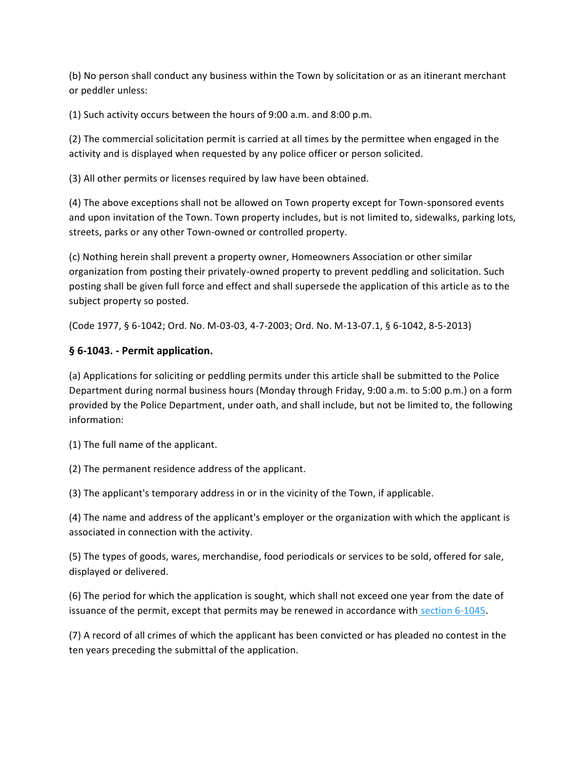(b) No person shall conduct any business within the Town by solicitation or as an itinerant merchant or peddler unless:

(1) Such activity occurs between the hours of 9:00 a.m. and 8:00 p.m.

(2) The commercial solicitation permit is carried at all times by the permittee when engaged in the activity and is displayed when requested by any police officer or person solicited.

(3) All other permits or licenses required by law have been obtained.

(4) The above exceptions shall not be allowed on Town property except for Town-sponsored events and upon invitation of the Town. Town property includes, but is not limited to, sidewalks, parking lots, streets, parks or any other Town-owned or controlled property.

(c) Nothing herein shall prevent a property owner, Homeowners Association or other similar organization from posting their privately-owned property to prevent peddling and solicitation. Such posting shall be given full force and effect and shall supersede the application of this article as to the subject property so posted.

(Code 1977, § 6-1042; Ord. No. M-03-03, 4-7-2003; Ord. No. M-13-07.1, § 6-1042, 8-5-2013)

### § 6-1043. - Permit application.

(a) Applications for soliciting or peddling permits under this article shall be submitted to the Police Department during normal business hours (Monday through Friday, 9:00 a.m. to 5:00 p.m.) on a form provided by the Police Department, under oath, and shall include, but not be limited to, the following information:

(1) The full name of the applicant.

(2) The permanent residence address of the applicant.

(3) The applicant's temporary address in or in the vicinity of the Town, if applicable.

(4) The name and address of the applicant's employer or the organization with which the applicant is associated in connection with the activity.

(5) The types of goods, wares, merchandise, food periodicals or services to be sold, offered for sale, displayed or delivered.

(6) The period for which the application is sought, which shall not exceed one year from the date of issuance of the permit, except that permits may be renewed in accordance with section 6-1045.

(7) A record of all crimes of which the applicant has been convicted or has pleaded no contest in the ten years preceding the submittal of the application.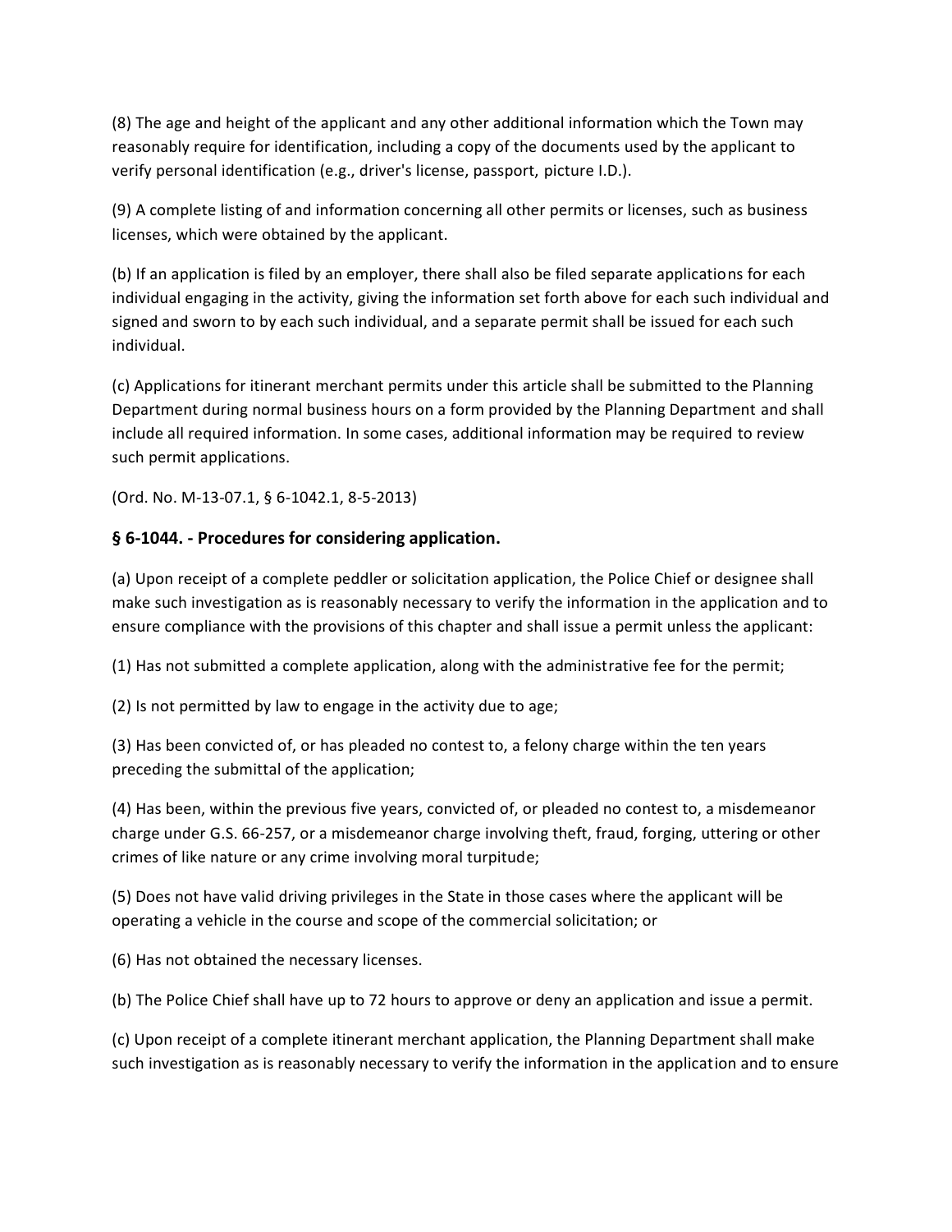(8) The age and height of the applicant and any other additional information which the Town may reasonably require for identification, including a copy of the documents used by the applicant to verify personal identification (e.g., driver's license, passport, picture I.D.).

(9) A complete listing of and information concerning all other permits or licenses, such as business licenses, which were obtained by the applicant.

(b) If an application is filed by an employer, there shall also be filed separate applications for each individual engaging in the activity, giving the information set forth above for each such individual and signed and sworn to by each such individual, and a separate permit shall be issued for each such individual.

(c) Applications for itinerant merchant permits under this article shall be submitted to the Planning Department during normal business hours on a form provided by the Planning Department and shall include all required information. In some cases, additional information may be required to review such permit applications.

(Ord. No. M-13-07.1, § 6-1042.1, 8-5-2013)

### § 6-1044. - Procedures for considering application.

(a) Upon receipt of a complete peddler or solicitation application, the Police Chief or designee shall make such investigation as is reasonably necessary to verify the information in the application and to ensure compliance with the provisions of this chapter and shall issue a permit unless the applicant:

(1) Has not submitted a complete application, along with the administrative fee for the permit;

(2) Is not permitted by law to engage in the activity due to age;

(3) Has been convicted of, or has pleaded no contest to, a felony charge within the ten years preceding the submittal of the application;

(4) Has been, within the previous five years, convicted of, or pleaded no contest to, a misdemeanor charge under G.S. 66-257, or a misdemeanor charge involving theft, fraud, forging, uttering or other crimes of like nature or any crime involving moral turpitude;

(5) Does not have valid driving privileges in the State in those cases where the applicant will be operating a vehicle in the course and scope of the commercial solicitation; or

(6) Has not obtained the necessary licenses.

(b) The Police Chief shall have up to 72 hours to approve or deny an application and issue a permit.

(c) Upon receipt of a complete itinerant merchant application, the Planning Department shall make such investigation as is reasonably necessary to verify the information in the application and to ensure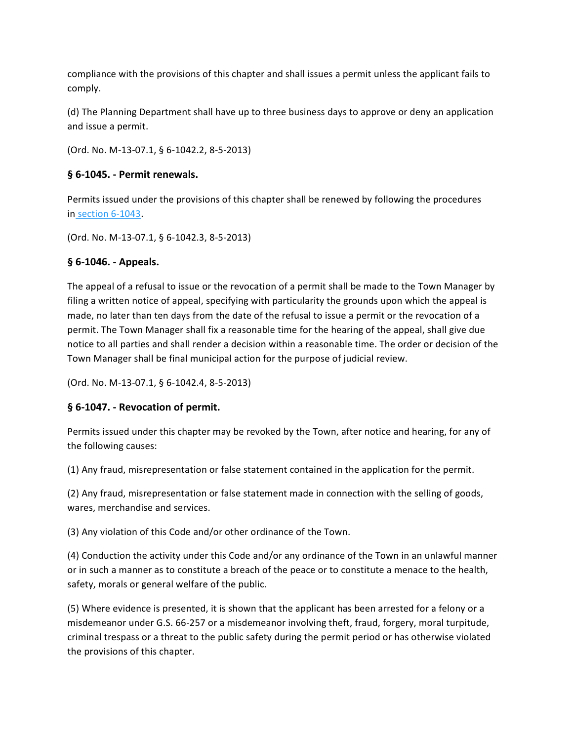compliance with the provisions of this chapter and shall issues a permit unless the applicant fails to comply.

(d) The Planning Department shall have up to three business days to approve or deny an application and issue a permit.

(Ord. No. M-13-07.1, § 6-1042.2, 8-5-2013)

### § 6-1045. - Permit renewals.

Permits issued under the provisions of this chapter shall be renewed by following the procedures in section 6-1043.

(Ord. No. M-13-07.1, § 6-1042.3, 8-5-2013)

### § 6-1046. - Appeals.

The appeal of a refusal to issue or the revocation of a permit shall be made to the Town Manager by filing a written notice of appeal, specifying with particularity the grounds upon which the appeal is made, no later than ten days from the date of the refusal to issue a permit or the revocation of a permit. The Town Manager shall fix a reasonable time for the hearing of the appeal, shall give due notice to all parties and shall render a decision within a reasonable time. The order or decision of the Town Manager shall be final municipal action for the purpose of judicial review.

(Ord. No. M-13-07.1, § 6-1042.4, 8-5-2013)

### § 6-1047. - Revocation of permit.

Permits issued under this chapter may be revoked by the Town, after notice and hearing, for any of the following causes:

(1) Any fraud, misrepresentation or false statement contained in the application for the permit.

(2) Any fraud, misrepresentation or false statement made in connection with the selling of goods, wares, merchandise and services.

(3) Any violation of this Code and/or other ordinance of the Town.

(4) Conduction the activity under this Code and/or any ordinance of the Town in an unlawful manner or in such a manner as to constitute a breach of the peace or to constitute a menace to the health, safety, morals or general welfare of the public.

(5) Where evidence is presented, it is shown that the applicant has been arrested for a felony or a misdemeanor under G.S. 66-257 or a misdemeanor involving theft, fraud, forgery, moral turpitude, criminal trespass or a threat to the public safety during the permit period or has otherwise violated the provisions of this chapter.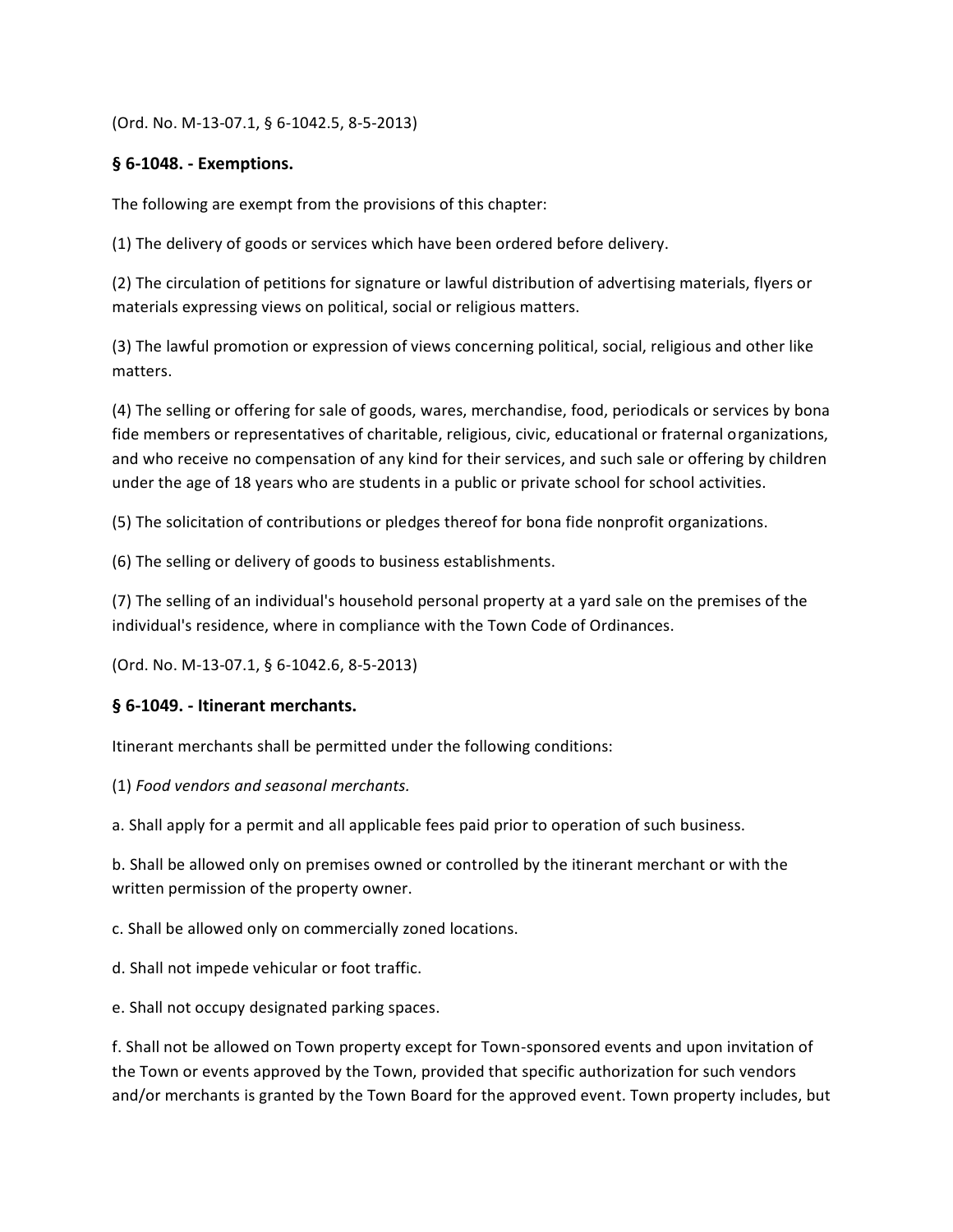(Ord. No. M-13-07.1, § 6-1042.5, 8-5-2013)

### § 6-1048. - Exemptions.

The following are exempt from the provisions of this chapter:

(1) The delivery of goods or services which have been ordered before delivery.

(2) The circulation of petitions for signature or lawful distribution of advertising materials, flyers or materials expressing views on political, social or religious matters.

(3) The lawful promotion or expression of views concerning political, social, religious and other like matters.

(4) The selling or offering for sale of goods, wares, merchandise, food, periodicals or services by bona fide members or representatives of charitable, religious, civic, educational or fraternal organizations, and who receive no compensation of any kind for their services, and such sale or offering by children under the age of 18 years who are students in a public or private school for school activities.

(5) The solicitation of contributions or pledges thereof for bona fide nonprofit organizations.

(6) The selling or delivery of goods to business establishments.

(7) The selling of an individual's household personal property at a yard sale on the premises of the individual's residence, where in compliance with the Town Code of Ordinances.

(Ord. No. M-13-07.1, § 6-1042.6, 8-5-2013)

### § 6-1049. - Itinerant merchants.

Itinerant merchants shall be permitted under the following conditions:

(1) *Food vendors and seasonal merchants.*

a. Shall apply for a permit and all applicable fees paid prior to operation of such business.

b. Shall be allowed only on premises owned or controlled by the itinerant merchant or with the written permission of the property owner.

c. Shall be allowed only on commercially zoned locations.

d. Shall not impede vehicular or foot traffic.

e. Shall not occupy designated parking spaces.

f. Shall not be allowed on Town property except for Town-sponsored events and upon invitation of the Town or events approved by the Town, provided that specific authorization for such vendors and/or merchants is granted by the Town Board for the approved event. Town property includes, but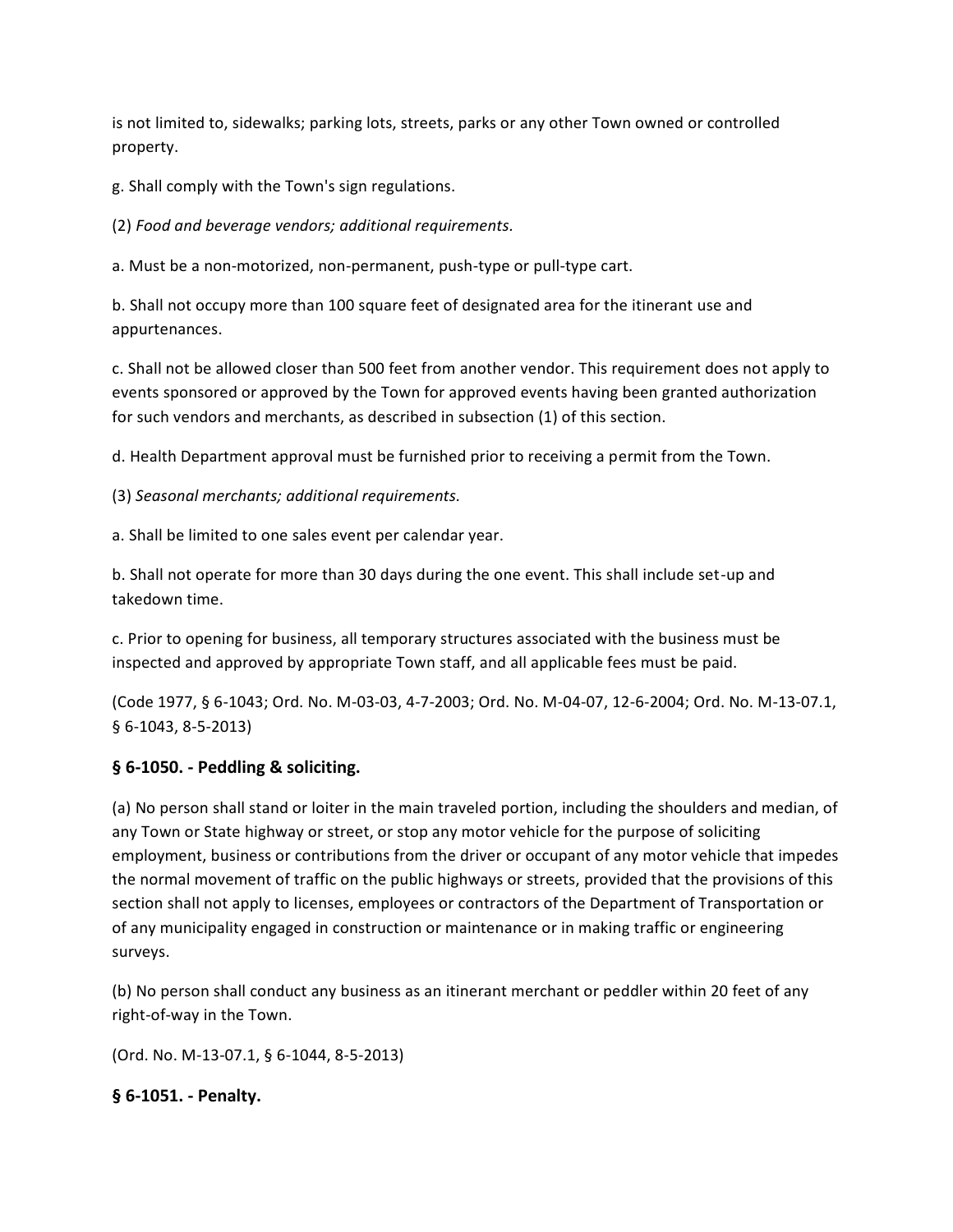is not limited to, sidewalks; parking lots, streets, parks or any other Town owned or controlled property.

g. Shall comply with the Town's sign regulations.

(2) *Food and beverage vendors; additional requirements.*

a. Must be a non-motorized, non-permanent, push-type or pull-type cart.

b. Shall not occupy more than 100 square feet of designated area for the itinerant use and appurtenances.

c. Shall not be allowed closer than 500 feet from another vendor. This requirement does not apply to events sponsored or approved by the Town for approved events having been granted authorization for such vendors and merchants, as described in subsection (1) of this section.

d. Health Department approval must be furnished prior to receiving a permit from the Town.

(3) *Seasonal merchants; additional requirements.*

a. Shall be limited to one sales event per calendar year.

b. Shall not operate for more than 30 days during the one event. This shall include set-up and takedown time.

c. Prior to opening for business, all temporary structures associated with the business must be inspected and approved by appropriate Town staff, and all applicable fees must be paid.

(Code 1977, § 6-1043; Ord. No. M-03-03, 4-7-2003; Ord. No. M-04-07, 12-6-2004; Ord. No. M-13-07.1, § 6-1043, 8-5-2013)

### § 6-1050. - Peddling & soliciting.

(a) No person shall stand or loiter in the main traveled portion, including the shoulders and median, of any Town or State highway or street, or stop any motor vehicle for the purpose of soliciting employment, business or contributions from the driver or occupant of any motor vehicle that impedes the normal movement of traffic on the public highways or streets, provided that the provisions of this section shall not apply to licenses, employees or contractors of the Department of Transportation or of any municipality engaged in construction or maintenance or in making traffic or engineering surveys.

(b) No person shall conduct any business as an itinerant merchant or peddler within 20 feet of any right-of-way in the Town.

(Ord. No. M-13-07.1, § 6-1044, 8-5-2013)

### § 6-1051. - Penalty.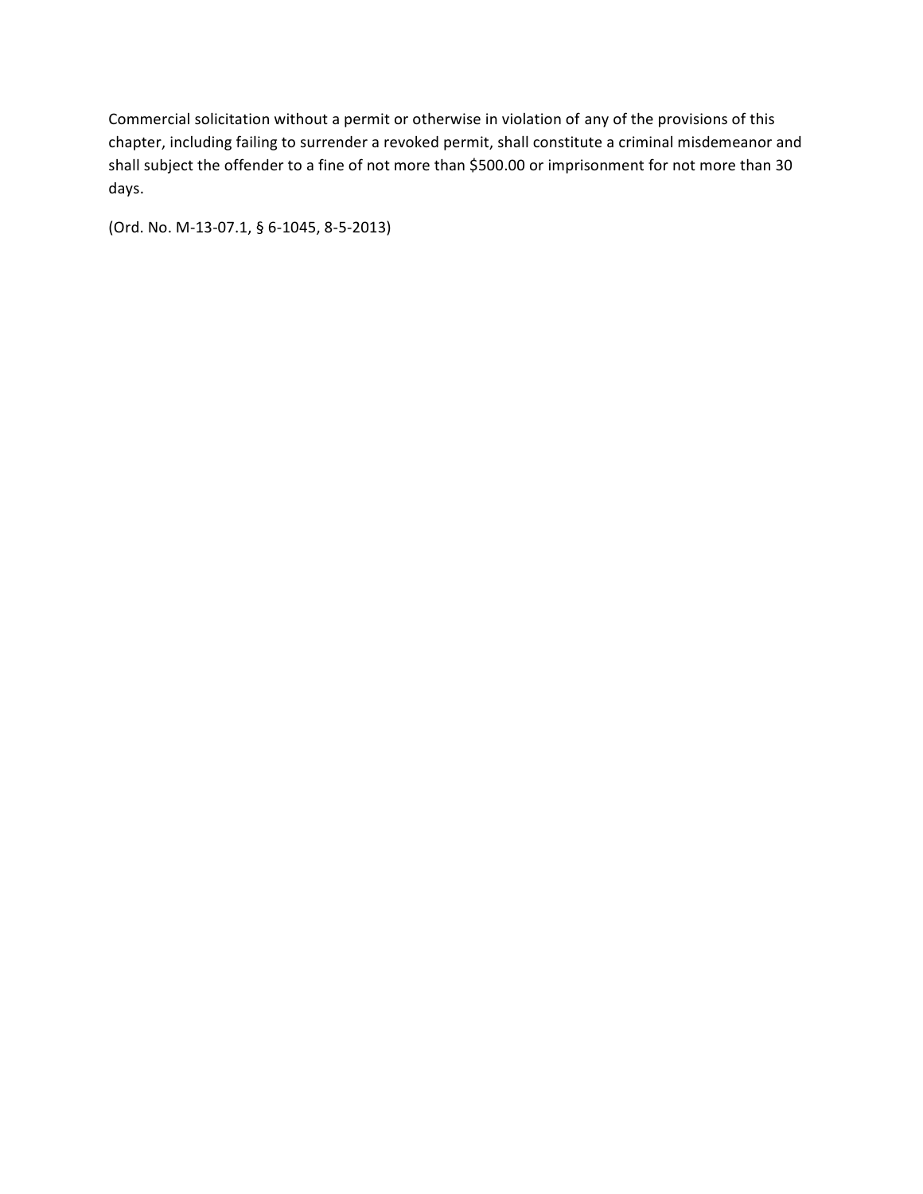Commercial solicitation without a permit or otherwise in violation of any of the provisions of this chapter, including failing to surrender a revoked permit, shall constitute a criminal misdemeanor and shall subject the offender to a fine of not more than $500.00 or imprisonment for not more than 30 days.

(Ord. No. M-13-07.1, § 6-1045, 8-5-2013)